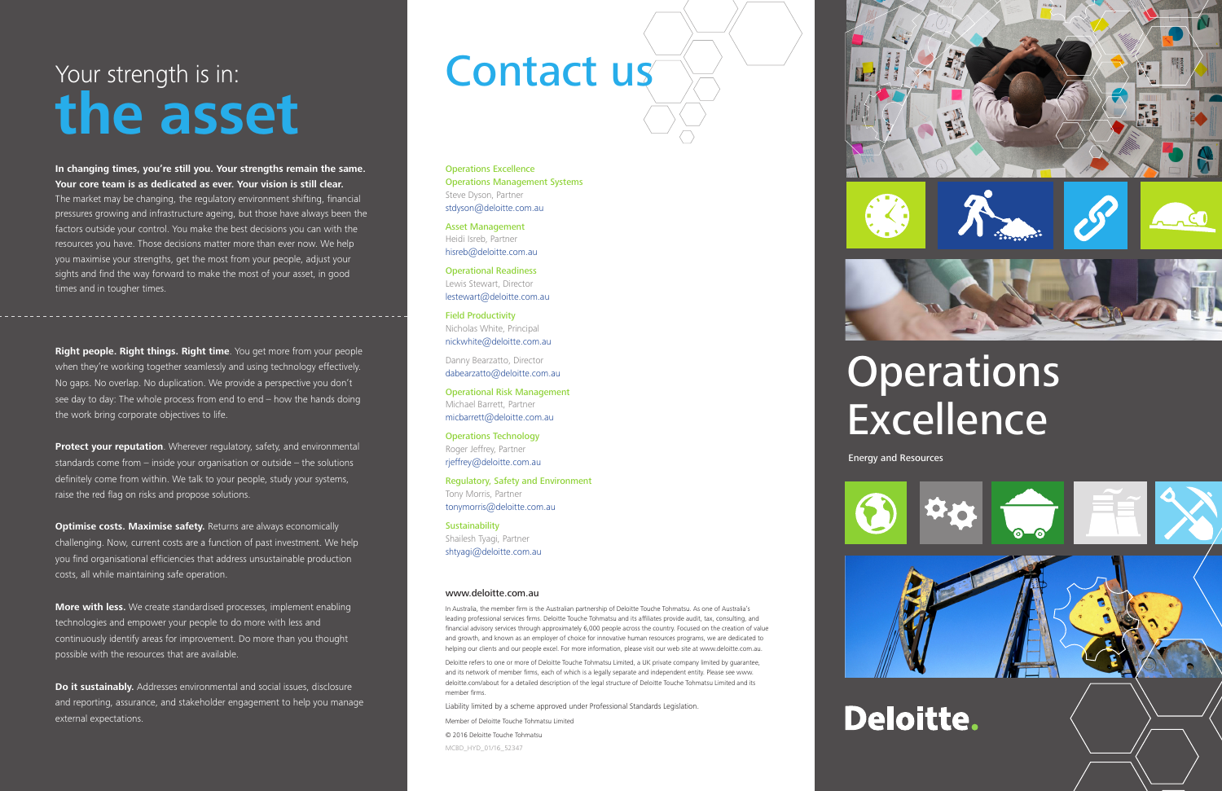# Your strength is in: the asset

**In changing times, you're still you. Your strengths remain the same. Your core team is as dedicated as ever. Your vision is still clear.** The market may be changing, the regulatory environment shifting, financial pressures growing and infrastructure ageing, but those have always been the factors outside your control. You make the best decisions you can with the resources you have. Those decisions matter more than ever now. We help you maximise your strengths, get the most from your people, adjust your sights and find the way forward to make the most of your asset, in good times and in tougher times.

**Right people. Right things. Right time**. You get more from your people when they're working together seamlessly and using technology effectively. No gaps. No overlap. No duplication. We provide a perspective you don't see day to day: The whole process from end to end – how the hands doing the work bring corporate objectives to life.

**Protect your reputation**. Wherever regulatory, safety, and environmental standards come from – inside your organisation or outside – the solutions definitely come from within. We talk to your people, study your systems, raise the red flag on risks and propose solutions.

**Optimise costs. Maximise safety.** Returns are always economically challenging. Now, current costs are a function of past investment. We help you find organisational efficiencies that address unsustainable production costs, all while maintaining safe operation.

**More with less.** We create standardised processes, implement enabling technologies and empower your people to do more with less and continuously identify areas for improvement. Do more than you thought possible with the resources that are available.

**Do it sustainably.** Addresses environmental and social issues, disclosure and reporting, assurance, and stakeholder engagement to help you manage external expectations.

# Contact us

Operations Excellence
Operations Management Systems
Steve Dyson, Partner
stdyson@deloitte.com.au

Asset Management
Heidi Isreb, Partner
hisreb@deloitte.com.au

Operational Readiness
Lewis Stewart, Director
lestewart@deloitte.com.au

Field Productivity
Nicholas White, Principal
nickwhite@deloitte.com.au

Danny Bearzatto, Director
dabearzatto@deloitte.com.au

Operational Risk Management
Michael Barrett, Partner
micbarrett@deloitte.com.au

Operations Technology
Roger Jeffrey, Partner
rjeffrey@deloitte.com.au

Regulatory, Safety and Environment
Tony Morris, Partner
tonymorris@deloitte.com.au

Sustainability
Shailesh Tyagi, Partner
shtyagi@deloitte.com.au

www.deloitte.com.au

In Australia, the member firm is the Australian partnership of Deloitte Touche Tohmatsu. As one of Australia's leading professional services firms. Deloitte Touche Tohmatsu and its affiliates provide audit, tax, consulting, and financial advisory services through approximately 6,000 people across the country. Focused on the creation of value and growth, and known as an employer of choice for innovative human resources programs, we are dedicated to helping our clients and our people excel. For more information, please visit our web site at www.deloitte.com.au.

Deloitte refers to one or more of Deloitte Touche Tohmatsu Limited, a UK private company limited by guarantee, and its network of member firms, each of which is a legally separate and independent entity. Please see www.deloitte.com/about for a detailed description of the legal structure of Deloitte Touche Tohmatsu Limited and its member firms.

Liability limited by a scheme approved under Professional Standards Legislation.

Member of Deloitte Touche Tohmatsu Limited

© 2016 Deloitte Touche Tohmatsu

MCBD_HYD_01/16_52347

# Operations Excellence

Energy and Resources

Deloitte.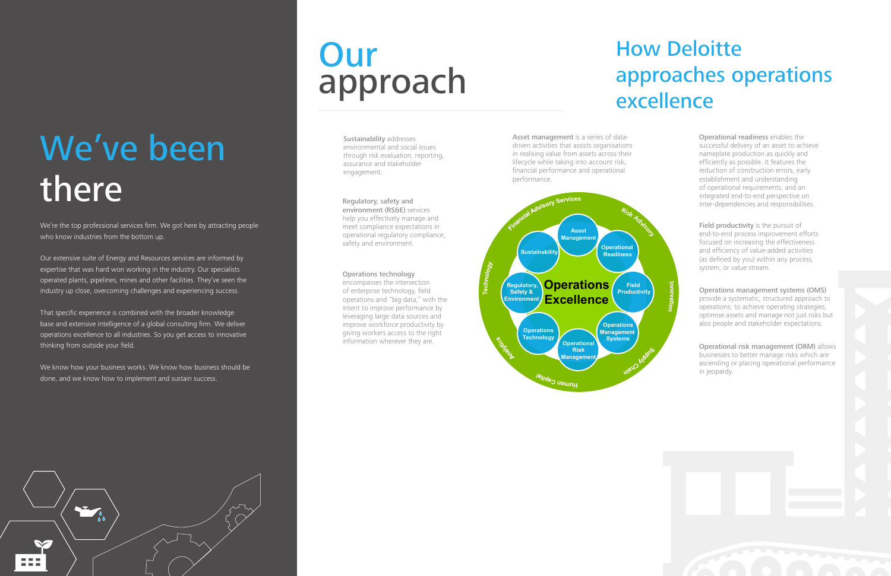# We've been there

We're the top professional services firm. We got here by attracting people who know industries from the bottom up.

Our extensive suite of Energy and Resources services are informed by expertise that was hard won working in the industry. Our specialists operated plants, pipelines, mines and other facilities. They've seen the industry up close, overcoming challenges and experiencing success.

That specific experience is combined with the broader knowledge base and extensive intelligence of a global consulting firm. We deliver operations excellence to all industries. So you get access to innovative thinking from outside your field.

We know how your business works. We know how business should be done, and we know how to implement and sustain success.

# Our approach

## How Deloitte approaches operations excellence

**Sustainability** addresses environmental and social issues through risk evaluation, reporting, assurance and stakeholder engagement.

**Regulatory, safety and environment (RS&E)** services help you effectively manage and meet compliance expectations in operational regulatory compliance, safety and environment.

**Operations technology** encompasses the intersection of enterprise technology, field operations and "big data," with the intent to improve performance by leveraging large data sources and improve workforce productivity by giving workers access to the right information wherever they are.

**Asset management** is a series of data-driven activities that assists organisations in realising value from assets across their lifecycle while taking into account risk, financial performance and operational performance.

Operations Excellence

Asset Management
Operational Readiness
Field Productivity
Operations Management Systems
Operational Risk Management
Operations Technology
Regulatory, Safety & Environment
Sustainability

Financial Advisory Services
Risk Advisory
Innovation
Supply Chain
Human Capital
Analytics
Technology

**Operational readiness** enables the successful delivery of an asset to achieve nameplate production as quickly and efficiently as possible. It features the reduction of construction errors, early establishment and understanding of operational requirements, and an integrated end-to-end perspective on inter-dependencies and responsibilities.

**Field productivity** is the pursuit of end-to-end process improvement efforts focused on increasing the effectiveness and efficiency of value-added activities (as defined by you) within any process, system, or value stream.

**Operations management systems (OMS)** provide a systematic, structured approach to operations, to achieve operating strategies, optimise assets and manage not just risks but also people and stakeholder expectations.

**Operational risk management (ORM)** allows businesses to better manage risks which are ascending or placing operational performance in jeopardy.